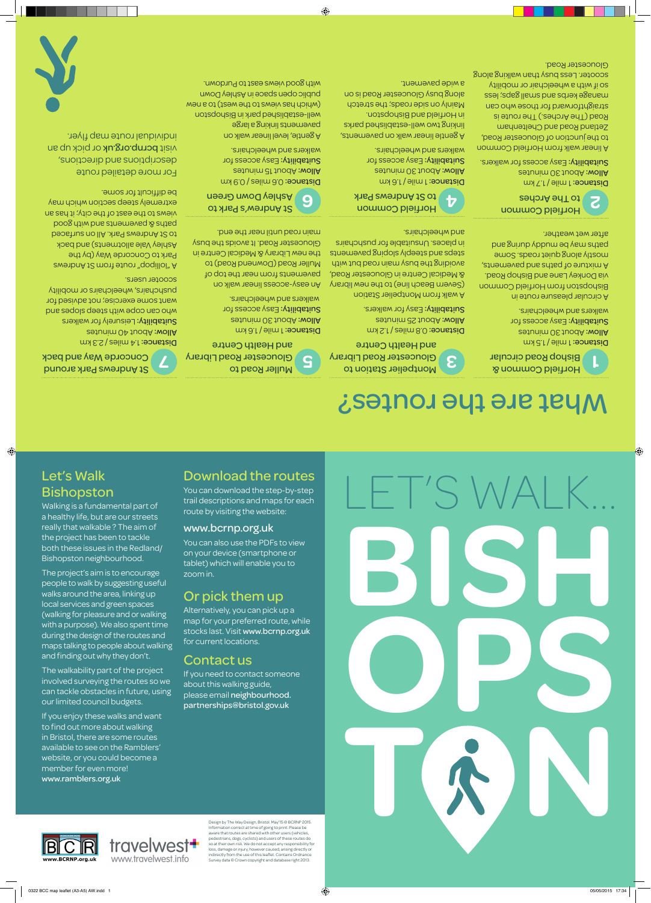# What are the routes?

## 1 Horfield Common & Bishop Road circular

**Distance:** 1 mile / 1.5 km
**Allow:** About 30 minutes
**Suitability:** Easy access for walkers and wheelchairs.

A circular pleasure route in Bishopston from Horfield Common via Dorkey Lane and Bishop Road. A mixture of paths and pavements, paths may be muddy during and after wet weather.

## 2 Horfield Common to The Arches

**Distance:** 1 mile / 1.7 km
**Allow:** About 30 minutes
**Suitability:** Easy access for walkers.

A linear walk from Horfield Common to the junction of Gloucester Road, Zetland Road and Cheltenham Road (The Arches). The route is straightforward for those who can manage kerbs and small gaps; less so if with a wheelchair or mobility scooter. Less busy than walking along Gloucester Road.

## 3 Montpelier Station to Gloucester Road Library and Health Centre

**Distance:** 0.8 miles / 1.2 km
**Allow:** About 25 minutes
**Suitability:** Easy for walkers.

A walk from Montpelier Station (Severn Beach line) to the new library & Medical Centre in Gloucester Road, avoiding the busy main road but with steps and steeply sloping pavements in places. Unsuitable for pushchairs and wheelchairs.

## 4 Horfield Common to St Andrews Park

**Distance:** 1 mile / 1.6 km
**Allow:** About 30 minutes
**Suitability:** Easy access for walkers and wheelchairs.

A gentle linear walk on pavements, linking two well-established parks in Horfield and Bishopston. Mainly on side roads; the stretch along busy Gloucester Road is on a wide pavement.

## 5 Muller Road to Gloucester Road Library and Health Centre

**Distance:** 1 mile / 1.6 km
**Allow:** About 30 minutes
**Suitability:** Easy access for walkers and wheelchairs.

An easy-access linear walk on pavements from the top of Muller Road (Downend Road) to the new Library & Medical Centre in Gloucester Road. It avoids the busy main road until near the end.

## 6 St Andrew's Park to Ashley Down Green

**Distance:** 0.6 miles / 0.9 km
**Allow:** About 15 minutes
**Suitability:** Easy access for walkers and wheelchairs.

A gentle, level linear walk on pavements linking a large well-established park in Bishopston (which has views to the west) to a new public open space in Ashley Down with good views east to Purdown.

## 7 St Andrews Park around Concorde Way and back

**Distance:** 1.4 miles / 2.3 km
**Allow:** About 40 minutes
**Suitability:** Leisurely for walkers who can cope with steep slopes and want some exercise; not advised for pushchairs, wheelchairs or mobility scooter users.

A 'lollipop' route from St Andrews Park to Concorde Way (by the Ashley Vale allotments) and back to St Andrews Park. All on surfaced paths & pavements and with good views to the east of the city, it has an extremely steep section which may be difficult for some.

For more detailed route descriptions and directions, visit **bcrnp.org.uk** or pick up an individual route map flyer.

# LET'S WALK... BISHOPSTON

## Let's Walk Bishopston

Walking is a fundamental part of a healthy life, but are our streets really that walkable? The aim of the project has been to tackle both these issues in the Redland/Bishopston neighbourhood.

The project's aim is to encourage people to walk by suggesting useful walks around the area, linking up local services and green spaces (walking for pleasure and or walking with a purpose). We also spent time during the design of the routes and maps talking to people about walking and finding out why they don't.

The walkability part of the project involved surveying the routes so we can tackle obstacles in future, using our limited council budgets.

If you enjoy these walks and want to find out more about walking in Bristol, there are some routes available to see on the Ramblers' website, or you could become a member for even more!
**www.ramblers.org.uk**

## Download the routes

You can download the step-by-step trail descriptions and maps for each route by visiting the website:

**www.bcrnp.org.uk**

You can also use the PDFs to view on your device (smartphone or tablet) which will enable you to zoom in.

## Or pick them up

Alternatively, you can pick up a map for your preferred route, while stocks last. Visit **www.bcrnp.org.uk** for current locations.

## Contact us

If you need to contact someone about this walking guide, please email **neighbourhood.partnerships@bristol.gov.uk**

BCR www.BCRNP.org.uk

travelwest www.travelwest.info

Design by The Way Design, Bristol. May'15 © BCRNP 2015. Information correct at time of going to print. Please be aware that routes are shared with other users (vehicles, pedestrians, dogs, cyclists) and users of these routes do so at their own risk. We do not accept any responsibility for loss, damage or injury, however caused, arising directly or indirectly from the use of this leaflet. Contains Ordnance Survey data © Crown copyright and database right 2013.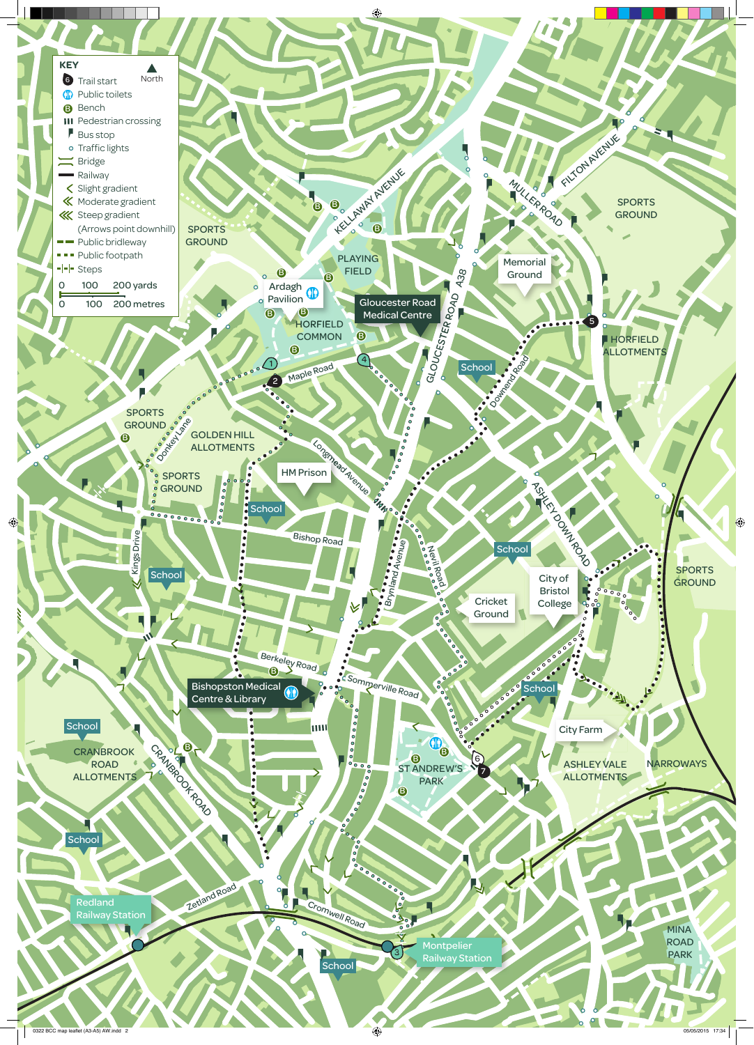**KEY**

North

- 6 Trail start
- Public toilets
- B Bench
- Pedestrian crossing
- Bus stop
- Traffic lights
- Bridge
- Railway
- Slight gradient
- Moderate gradient
- Steep gradient
- (Arrows point downhill)
- Public bridleway
- Public footpath
- Steps

0 100 200 yards

0 100 200 metres

KELLAWAY AVENUE

SPORTS GROUND

PLAYING FIELD

Ardagh Pavilion

HORFIELD COMMON

Gloucester Road Medical Centre

A38

GLOUCESTER ROAD

MULLER ROAD

FILTON AVENUE

SPORTS GROUND

Memorial Ground

HORFIELD ALLOTMENTS

Maple Road

School

Dowend Road

SPORTS GROUND

Donkey Lane

GOLDEN HILL ALLOTMENTS

HM Prison

Longmead Avenue

SPORTS GROUND

School

Bishop Road

ASHLEY DOWN ROAD

School

Kings Drive

School

Bryniand Avenue

Nevil Road

Cricket Ground

City of Bristol College

SPORTS GROUND

Berkeley Road

Bishopston Medical Centre & Library

Sommerville Road

School

City Farm

School

CRANBROOK ROAD ALLOTMENTS

CRANBROOK ROAD

ST ANDREW'S PARK

ASHLEY VALE ALLOTMENTS

NARROWAYS

School

Redland Railway Station

Zetland Road

Cromwell Road

Montpelier Railway Station

School

MINA ROAD PARK